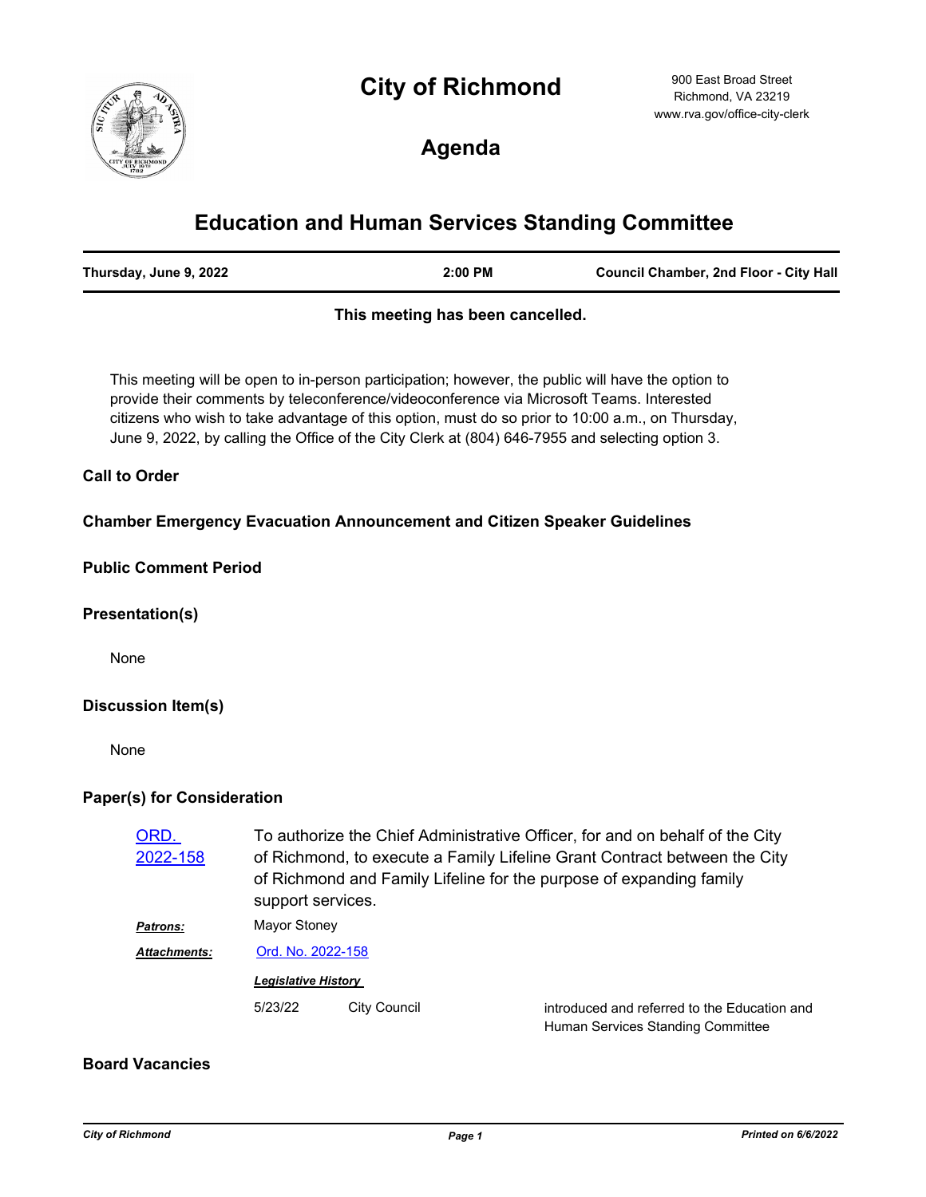# City of Richmond

900 East Broad Street
Richmond, VA 23219
www.rva.gov/office-city-clerk

## Agenda

# Education and Human Services Standing Committee

| Thursday, June 9, 2022 | 2:00 PM | Council Chamber, 2nd Floor - City Hall |
|---|---|---|

**This meeting has been cancelled.**

This meeting will be open to in-person participation; however, the public will have the option to provide their comments by teleconference/videoconference via Microsoft Teams. Interested citizens who wish to take advantage of this option, must do so prior to 10:00 a.m., on Thursday, June 9, 2022, by calling the Office of the City Clerk at (804) 646-7955 and selecting option 3.

### Call to Order

### Chamber Emergency Evacuation Announcement and Citizen Speaker Guidelines

### Public Comment Period

### Presentation(s)

None

### Discussion Item(s)

None

### Paper(s) for Consideration

**ORD. 2022-158** To authorize the Chief Administrative Officer, for and on behalf of the City of Richmond, to execute a Family Lifeline Grant Contract between the City of Richmond and Family Lifeline for the purpose of expanding family support services.

***Patrons:*** Mayor Stoney

***Attachments:*** Ord. No. 2022-158

***Legislative History***

| Date | Body | Action |
|---|---|---|
| 5/23/22 | City Council | introduced and referred to the Education and Human Services Standing Committee |

### Board Vacancies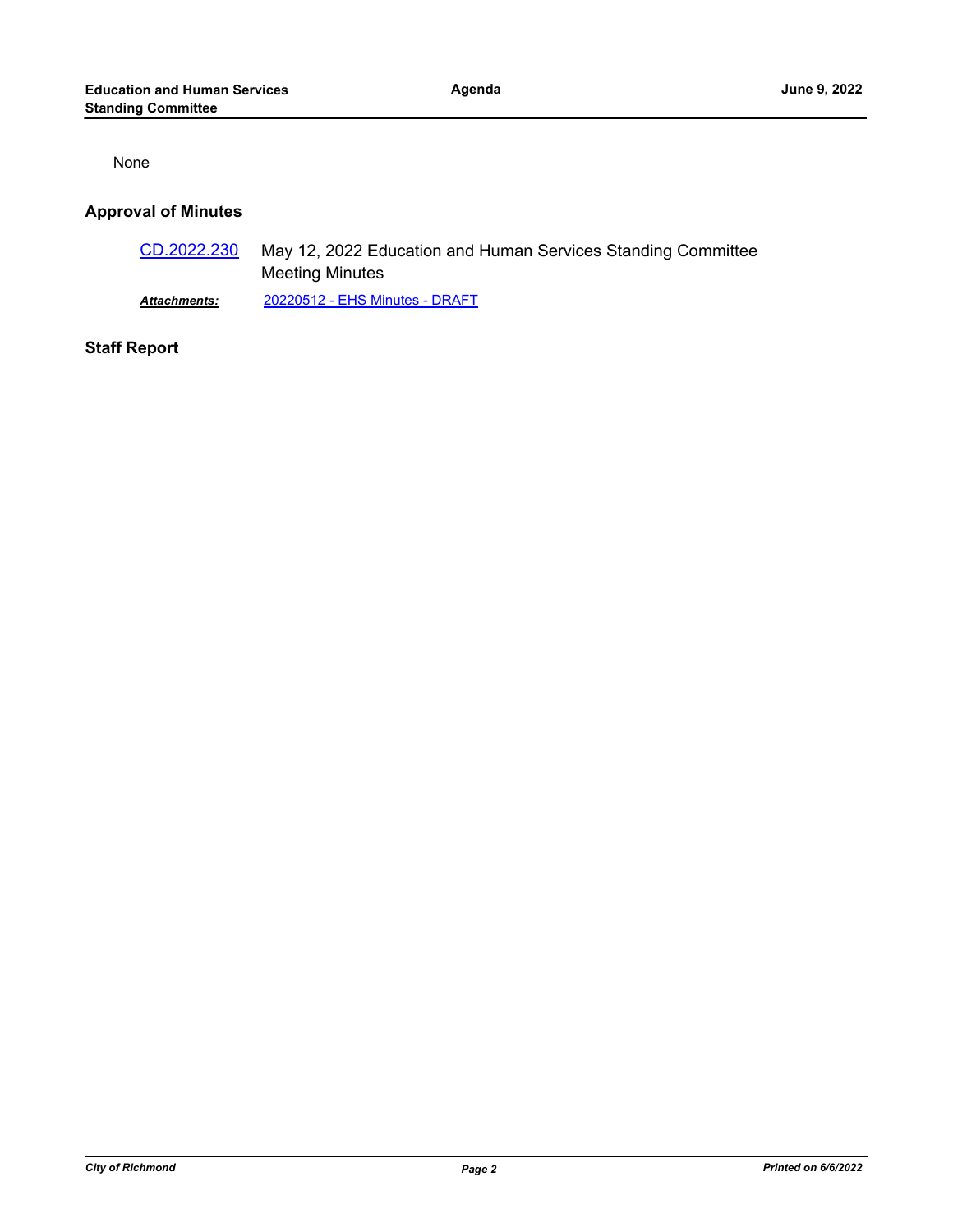None

## Approval of Minutes

CD.2022.230 May 12, 2022 Education and Human Services Standing Committee Meeting Minutes

***Attachments:*** 20220512 - EHS Minutes - DRAFT

## Staff Report